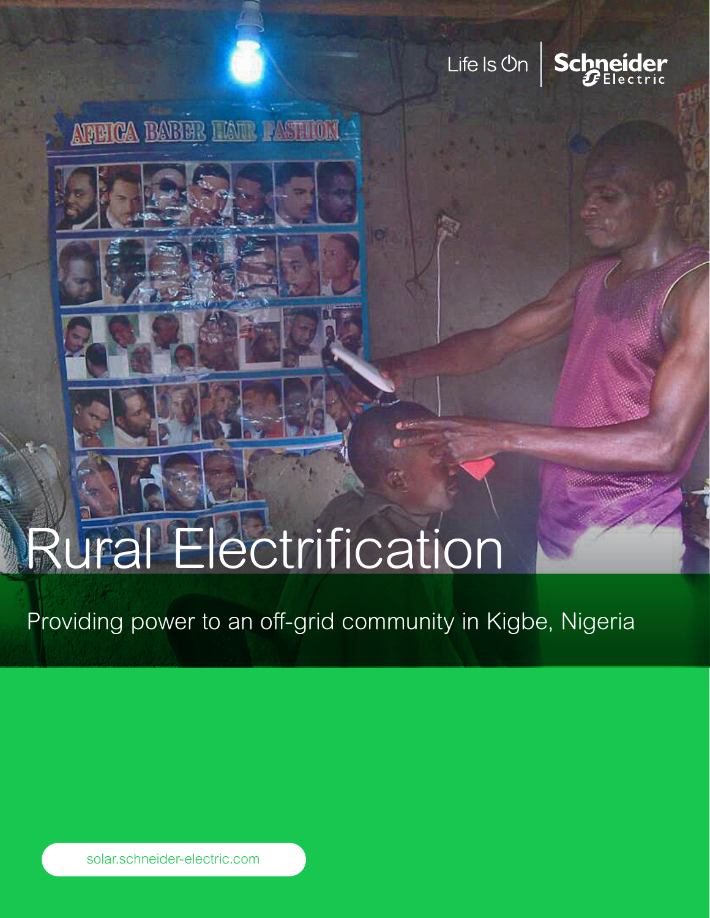Life Is On | Schneider Electric

# Rural Electrification

Providing power to an off-grid community in Kigbe, Nigeria

solar.schneider-electric.com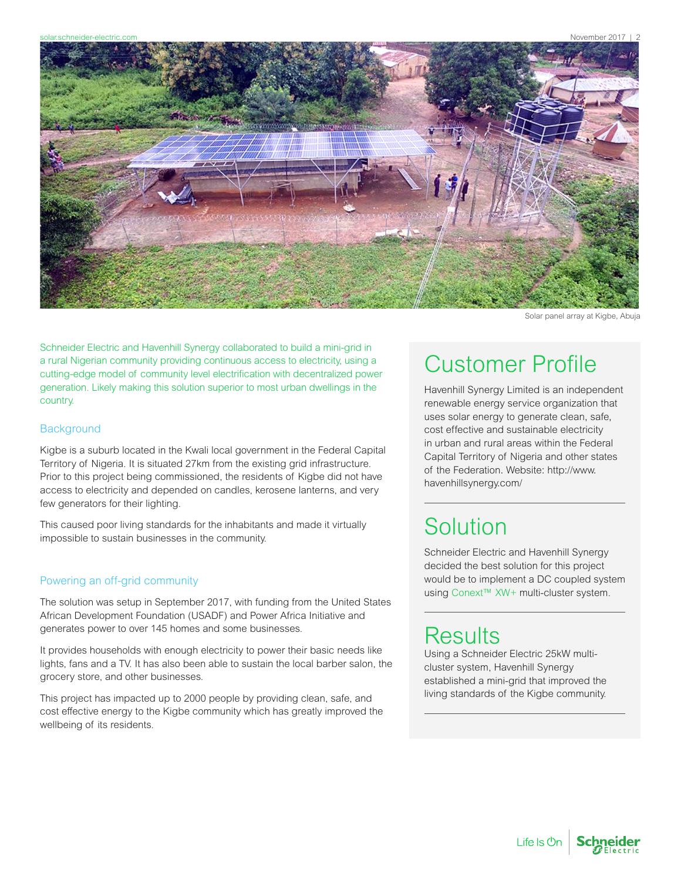Solar panel array at Kigbe, Abuja

Schneider Electric and Havenhill Synergy collaborated to build a mini-grid in a rural Nigerian community providing continuous access to electricity, using a cutting-edge model of community level electrification with decentralized power generation. Likely making this solution superior to most urban dwellings in the country.

## Background

Kigbe is a suburb located in the Kwali local government in the Federal Capital Territory of Nigeria. It is situated 27km from the existing grid infrastructure. Prior to this project being commissioned, the residents of Kigbe did not have access to electricity and depended on candles, kerosene lanterns, and very few generators for their lighting.

This caused poor living standards for the inhabitants and made it virtually impossible to sustain businesses in the community.

## Powering an off-grid community

The solution was setup in September 2017, with funding from the United States African Development Foundation (USADF) and Power Africa Initiative and generates power to over 145 homes and some businesses.

It provides households with enough electricity to power their basic needs like lights, fans and a TV. It has also been able to sustain the local barber salon, the grocery store, and other businesses.

This project has impacted up to 2000 people by providing clean, safe, and cost effective energy to the Kigbe community which has greatly improved the wellbeing of its residents.

# Customer Profile

Havenhill Synergy Limited is an independent renewable energy service organization that uses solar energy to generate clean, safe, cost effective and sustainable electricity in urban and rural areas within the Federal Capital Territory of Nigeria and other states of the Federation. Website: http://www.havenhillsynergy.com/

# Solution

Schneider Electric and Havenhill Synergy decided the best solution for this project would be to implement a DC coupled system using Conext™ XW+ multi-cluster system.

# Results

Using a Schneider Electric 25kW multi-cluster system, Havenhill Synergy established a mini-grid that improved the living standards of the Kigbe community.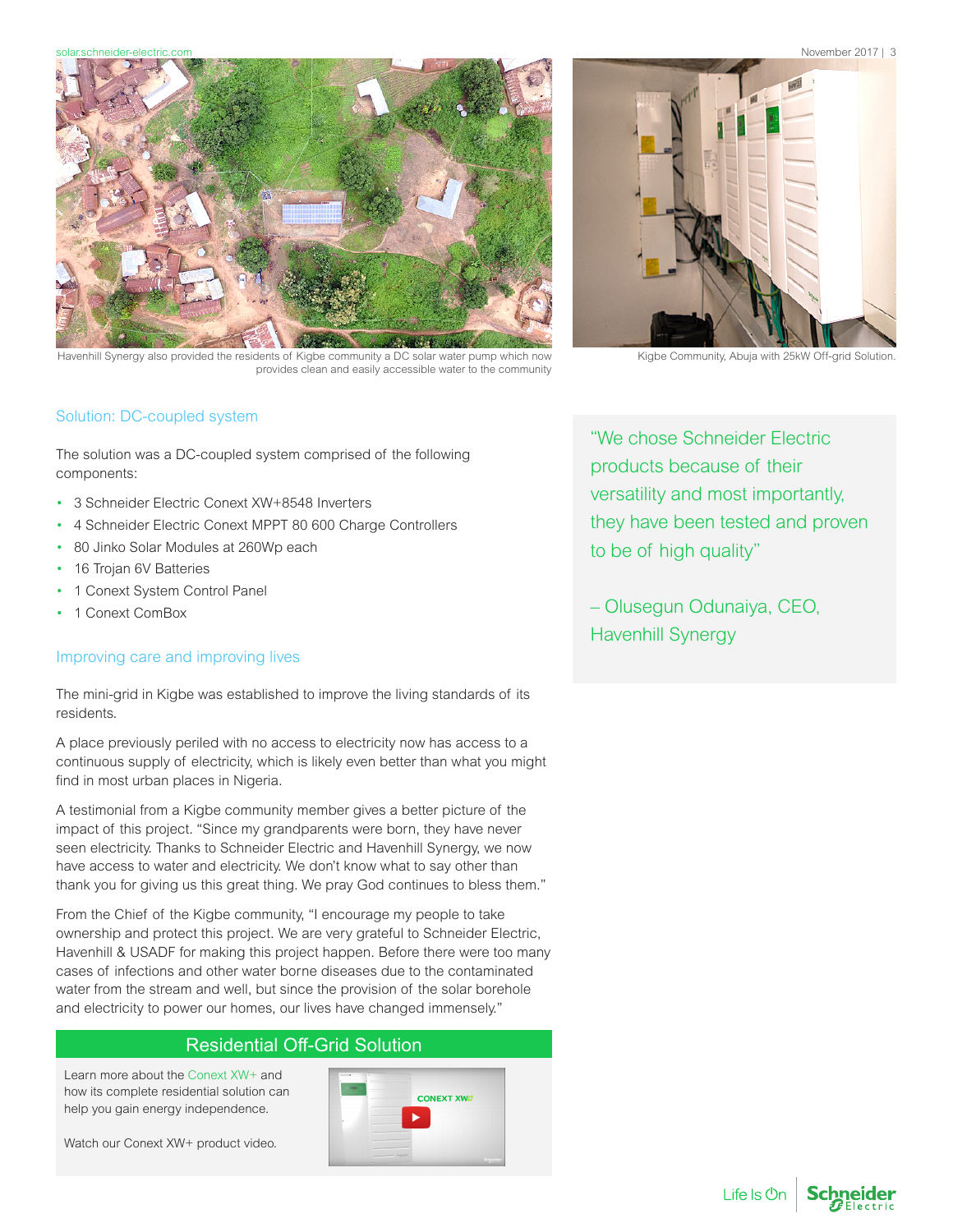Havenhill Synergy also provided the residents of Kigbe community a DC solar water pump which now provides clean and easily accessible water to the community

Kigbe Community, Abuja with 25kW Off-grid Solution.

## Solution: DC-coupled system

The solution was a DC-coupled system comprised of the following components:

- 3 Schneider Electric Conext XW+8548 Inverters
- 4 Schneider Electric Conext MPPT 80 600 Charge Controllers
- 80 Jinko Solar Modules at 260Wp each
- 16 Trojan 6V Batteries
- 1 Conext System Control Panel
- 1 Conext ComBox

## Improving care and improving lives

The mini-grid in Kigbe was established to improve the living standards of its residents.

A place previously periled with no access to electricity now has access to a continuous supply of electricity, which is likely even better than what you might find in most urban places in Nigeria.

A testimonial from a Kigbe community member gives a better picture of the impact of this project. "Since my grandparents were born, they have never seen electricity. Thanks to Schneider Electric and Havenhill Synergy, we now have access to water and electricity. We don't know what to say other than thank you for giving us this great thing. We pray God continues to bless them."

From the Chief of the Kigbe community, "I encourage my people to take ownership and protect this project. We are very grateful to Schneider Electric, Havenhill & USADF for making this project happen. Before there were too many cases of infections and other water borne diseases due to the contaminated water from the stream and well, but since the provision of the solar borehole and electricity to power our homes, our lives have changed immensely."

> "We chose Schneider Electric products because of their versatility and most importantly, they have been tested and proven to be of high quality"
>
> – Olusegun Odunaiya, CEO, Havenhill Synergy

## Residential Off-Grid Solution

Learn more about the Conext XW+ and how its complete residential solution can help you gain energy independence.

Watch our Conext XW+ product video.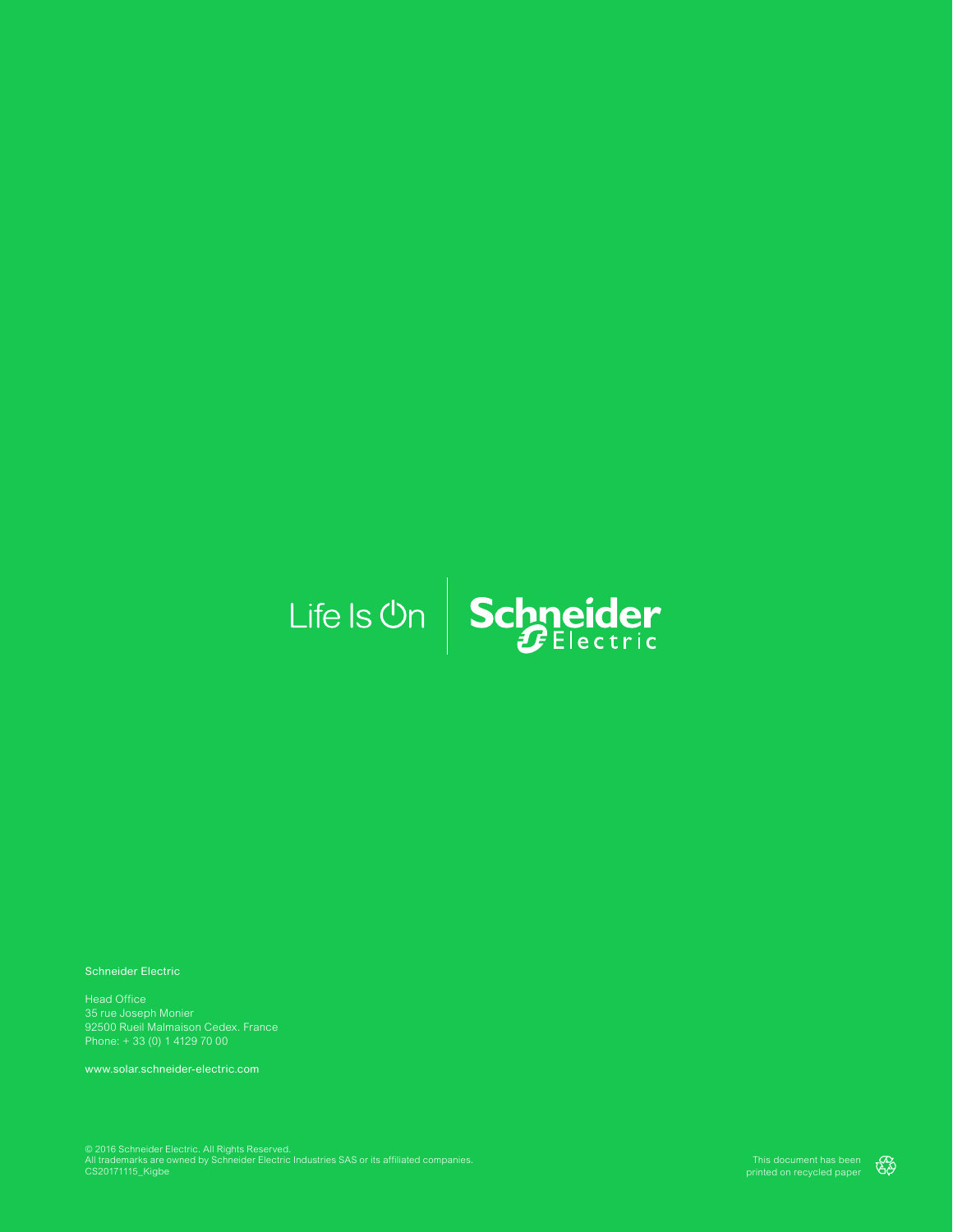Life Is On | Schneider Electric

Schneider Electric

Head Office
35 rue Joseph Monier
92500 Rueil Malmaison Cedex. France
Phone: + 33 (0) 1 4129 70 00

www.solar.schneider-electric.com

© 2016 Schneider Electric. All Rights Reserved.
All trademarks are owned by Schneider Electric Industries SAS or its affiliated companies.
CS20171115_Kigbe

This document has been printed on recycled paper